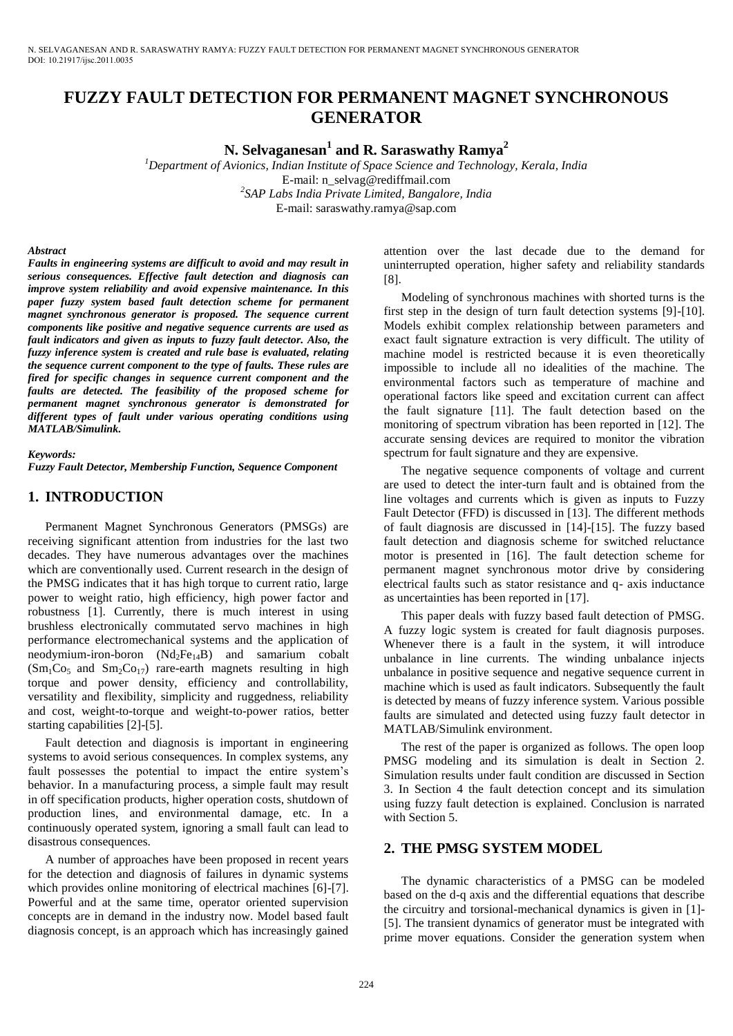# FUZZY FAULT DETECTION FOR PERMANENT MAGNET SYNCHRONOUS GENERATOR

**N. Selvaganesan[1] and R. Saraswathy Ramya[2]**

[1]*Department of Avionics, Indian Institute of Space Science and Technology, Kerala, India*
E-mail: n_selvag@rediffmail.com
[2]*SAP Labs India Private Limited, Bangalore, India*
E-mail: saraswathy.ramya@sap.com

***Abstract***

***Faults in engineering systems are difficult to avoid and may result in serious consequences. Effective fault detection and diagnosis can improve system reliability and avoid expensive maintenance. In this paper fuzzy system based fault detection scheme for permanent magnet synchronous generator is proposed. The sequence current components like positive and negative sequence currents are used as fault indicators and given as inputs to fuzzy fault detector. Also, the fuzzy inference system is created and rule base is evaluated, relating the sequence current component to the type of faults. These rules are fired for specific changes in sequence current component and the faults are detected. The feasibility of the proposed scheme for permanent magnet synchronous generator is demonstrated for different types of fault under various operating conditions using MATLAB/Simulink.***

***Keywords:***

***Fuzzy Fault Detector, Membership Function, Sequence Component***

## 1. INTRODUCTION

Permanent Magnet Synchronous Generators (PMSGs) are receiving significant attention from industries for the last two decades. They have numerous advantages over the machines which are conventionally used. Current research in the design of the PMSG indicates that it has high torque to current ratio, large power to weight ratio, high efficiency, high power factor and robustness [1]. Currently, there is much interest in using brushless electronically commutated servo machines in high performance electromechanical systems and the application of neodymium-iron-boron ($Nd_2Fe_{14}B$) and samarium cobalt ($Sm_1Co_5$ and $Sm_2Co_{17}$) rare-earth magnets resulting in high torque and power density, efficiency and controllability, versatility and flexibility, simplicity and ruggedness, reliability and cost, weight-to-torque and weight-to-power ratios, better starting capabilities [2]-[5].

Fault detection and diagnosis is important in engineering systems to avoid serious consequences. In complex systems, any fault possesses the potential to impact the entire system's behavior. In a manufacturing process, a simple fault may result in off specification products, higher operation costs, shutdown of production lines, and environmental damage, etc. In a continuously operated system, ignoring a small fault can lead to disastrous consequences.

A number of approaches have been proposed in recent years for the detection and diagnosis of failures in dynamic systems which provides online monitoring of electrical machines [6]-[7]. Powerful and at the same time, operator oriented supervision concepts are in demand in the industry now. Model based fault diagnosis concept, is an approach which has increasingly gained attention over the last decade due to the demand for uninterrupted operation, higher safety and reliability standards [8].

Modeling of synchronous machines with shorted turns is the first step in the design of turn fault detection systems [9]-[10]. Models exhibit complex relationship between parameters and exact fault signature extraction is very difficult. The utility of machine model is restricted because it is even theoretically impossible to include all no idealities of the machine. The environmental factors such as temperature of machine and operational factors like speed and excitation current can affect the fault signature [11]. The fault detection based on the monitoring of spectrum vibration has been reported in [12]. The accurate sensing devices are required to monitor the vibration spectrum for fault signature and they are expensive.

The negative sequence components of voltage and current are used to detect the inter-turn fault and is obtained from the line voltages and currents which is given as inputs to Fuzzy Fault Detector (FFD) is discussed in [13]. The different methods of fault diagnosis are discussed in [14]-[15]. The fuzzy based fault detection and diagnosis scheme for switched reluctance motor is presented in [16]. The fault detection scheme for permanent magnet synchronous motor drive by considering electrical faults such as stator resistance and q- axis inductance as uncertainties has been reported in [17].

This paper deals with fuzzy based fault detection of PMSG. A fuzzy logic system is created for fault diagnosis purposes. Whenever there is a fault in the system, it will introduce unbalance in line currents. The winding unbalance injects unbalance in positive sequence and negative sequence current in machine which is used as fault indicators. Subsequently the fault is detected by means of fuzzy inference system. Various possible faults are simulated and detected using fuzzy fault detector in MATLAB/Simulink environment.

The rest of the paper is organized as follows. The open loop PMSG modeling and its simulation is dealt in Section 2. Simulation results under fault condition are discussed in Section 3. In Section 4 the fault detection concept and its simulation using fuzzy fault detection is explained. Conclusion is narrated with Section 5.

## 2. THE PMSG SYSTEM MODEL

The dynamic characteristics of a PMSG can be modeled based on the d-q axis and the differential equations that describe the circuitry and torsional-mechanical dynamics is given in [1]-[5]. The transient dynamics of generator must be integrated with prime mover equations. Consider the generation system when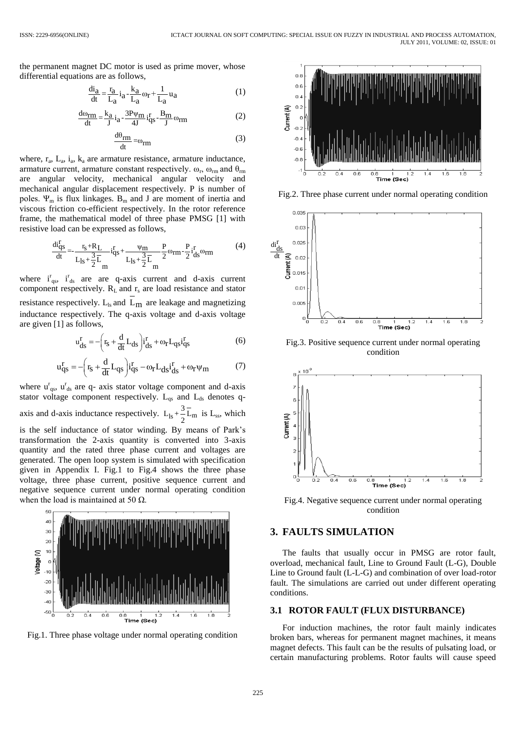the permanent magnet DC motor is used as prime mover, whose differential equations are as follows,

$$\frac{di_a}{dt} = \frac{r_a}{L_a} i_a - \frac{k_a}{L_a} \omega_r + \frac{1}{L_a} u_a \tag{1}$$

$$\frac{d\omega_{rm}}{dt} = \frac{k_a}{J} i_a - \frac{3P\Psi_m}{4J} i_{qs}^r - \frac{B_m}{J} \omega_{rm} \tag{2}$$

$$\frac{d\theta_{rm}}{dt} = \omega_{rm} \tag{3}$$

where, $r_a$, $L_a$, $i_a$, $k_a$ are armature resistance, armature inductance, armature current, armature constant respectively. $\omega_r$, $\omega_{rm}$ and $\theta_{rm}$ are angular velocity, mechanical angular velocity and mechanical angular displacement respectively. P is number of poles. $\Psi_m$ is flux linkages. $B_m$ and J are moment of inertia and viscous friction co-efficient respectively. In the rotor reference frame, the mathematical model of three phase PMSG [1] with resistive load can be expressed as follows,

$$\frac{di_{qs}^r}{dt} = -\frac{r_s + R_L}{L_{ls} + \frac{3}{2}\bar{L}_m} i_{qs}^r + \frac{\psi_m}{L_{ls} + \frac{3}{2}\bar{L}_m} \frac{P}{2} \omega_{rm} - \frac{P}{2} i_{ds}^r \omega_{rm} \tag{4}$$

where $i_{qs}^r$, $i_{ds}^r$ are are q-axis current and d-axis current component respectively. $R_L$ and $r_s$ are load resistance and stator resistance respectively. $L_{ls}$ and $\bar{L}_m$ are leakage and magnetizing inductance respectively. The q-axis voltage and d-axis voltage are given [1] as follows,

$$u_{ds}^r = -\left(r_s + \frac{d}{dt} L_{ds}\right) i_{ds}^r + \omega_r L_{qs} i_{qs}^r \tag{6}$$

$$u_{qs}^r = -\left(r_s + \frac{d}{dt} L_{qs}\right) i_{qs}^r - \omega_r L_{ds} i_{ds}^r + \omega_r \psi_m \tag{7}$$

where $u_{qs}^r$, $u_{ds}^r$ are q- axis stator voltage component and d-axis stator voltage component respectively. $L_{qs}$ and $L_{ds}$ denotes q-axis and d-axis inductance respectively. $L_{ls} + \frac{3}{2}\bar{L}_m$ is $L_{ss}$, which is the self inductance of stator winding. By means of Park's transformation the 2-axis quantity is converted into 3-axis quantity and the rated three phase current and voltages are generated. The open loop system is simulated with specification given in Appendix I. Fig.1 to Fig.4 shows the three phase voltage, three phase current, positive sequence current and negative sequence current under normal operating condition when the load is maintained at 50 Ω.

Fig.1. Three phase voltage under normal operating condition

Fig.2. Three phase current under normal operating condition

Fig.3. Positive sequence current under normal operating condition

Fig.4. Negative sequence current under normal operating condition

## 3. FAULTS SIMULATION

The faults that usually occur in PMSG are rotor fault, overload, mechanical fault, Line to Ground Fault (L-G), Double Line to Ground fault (L-L-G) and combination of over load-rotor fault. The simulations are carried out under different operating conditions.

### 3.1 ROTOR FAULT (FLUX DISTURBANCE)

For induction machines, the rotor fault mainly indicates broken bars, whereas for permanent magnet machines, it means magnet defects. This fault can be the results of pulsating load, or certain manufacturing problems. Rotor faults will cause speed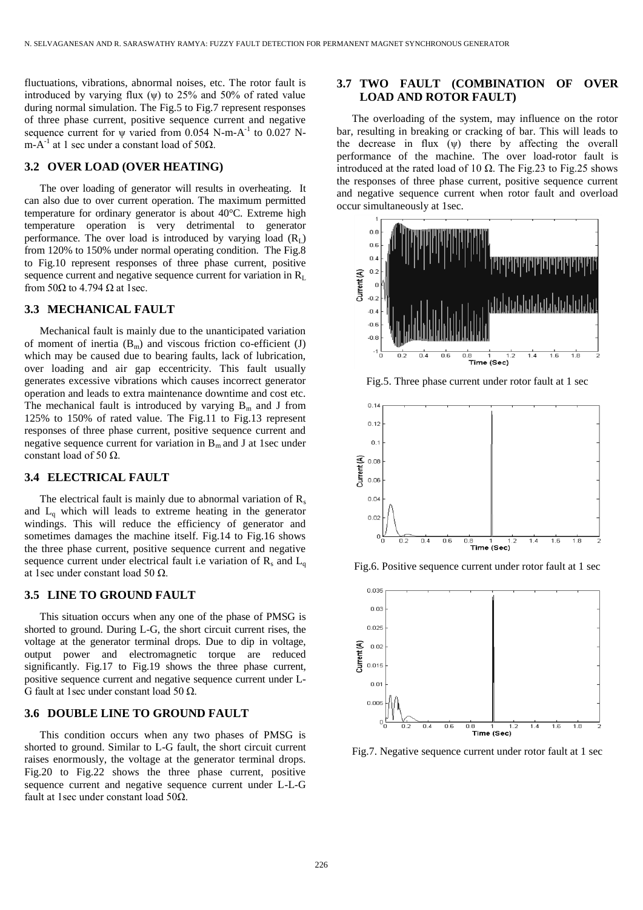fluctuations, vibrations, abnormal noises, etc. The rotor fault is introduced by varying flux ($\psi$) to 25% and 50% of rated value during normal simulation. The Fig.5 to Fig.7 represent responses of three phase current, positive sequence current and negative sequence current for $\psi$ varied from 0.054 N-m-$A^{-1}$ to 0.027 N-m-$A^{-1}$ at 1 sec under a constant load of 50Ω.

### 3.2 OVER LOAD (OVER HEATING)

The over loading of generator will results in overheating. It can also due to over current operation. The maximum permitted temperature for ordinary generator is about 40°C. Extreme high temperature operation is very detrimental to generator performance. The over load is introduced by varying load ($R_L$) from 120% to 150% under normal operating condition. The Fig.8 to Fig.10 represent responses of three phase current, positive sequence current and negative sequence current for variation in $R_L$ from 50Ω to 4.794 Ω at 1sec.

### 3.3 MECHANICAL FAULT

Mechanical fault is mainly due to the unanticipated variation of moment of inertia ($B_m$) and viscous friction co-efficient (J) which may be caused due to bearing faults, lack of lubrication, over loading and air gap eccentricity. This fault usually generates excessive vibrations which causes incorrect generator operation and leads to extra maintenance downtime and cost etc. The mechanical fault is introduced by varying $B_m$ and J from 125% to 150% of rated value. The Fig.11 to Fig.13 represent responses of three phase current, positive sequence current and negative sequence current for variation in $B_m$ and J at 1sec under constant load of 50 Ω.

### 3.4 ELECTRICAL FAULT

The electrical fault is mainly due to abnormal variation of $R_s$ and $L_q$ which will leads to extreme heating in the generator windings. This will reduce the efficiency of generator and sometimes damages the machine itself. Fig.14 to Fig.16 shows the three phase current, positive sequence current and negative sequence current under electrical fault i.e variation of $R_s$ and $L_q$ at 1sec under constant load 50 Ω.

### 3.5 LINE TO GROUND FAULT

This situation occurs when any one of the phase of PMSG is shorted to ground. During L-G, the short circuit current rises, the voltage at the generator terminal drops. Due to dip in voltage, output power and electromagnetic torque are reduced significantly. Fig.17 to Fig.19 shows the three phase current, positive sequence current and negative sequence current under L-G fault at 1sec under constant load 50 Ω.

### 3.6 DOUBLE LINE TO GROUND FAULT

This condition occurs when any two phases of PMSG is shorted to ground. Similar to L-G fault, the short circuit current raises enormously, the voltage at the generator terminal drops. Fig.20 to Fig.22 shows the three phase current, positive sequence current and negative sequence current under L-L-G fault at 1sec under constant load 50Ω.

### 3.7 TWO FAULT (COMBINATION OF OVER LOAD AND ROTOR FAULT)

The overloading of the system, may influence on the rotor bar, resulting in breaking or cracking of bar. This will leads to the decrease in flux ($\psi$) there by affecting the overall performance of the machine. The over load-rotor fault is introduced at the rated load of 10 Ω. The Fig.23 to Fig.25 shows the responses of three phase current, positive sequence current and negative sequence current when rotor fault and overload occur simultaneously at 1sec.

Fig.5. Three phase current under rotor fault at 1 sec

Fig.6. Positive sequence current under rotor fault at 1 sec

Fig.7. Negative sequence current under rotor fault at 1 sec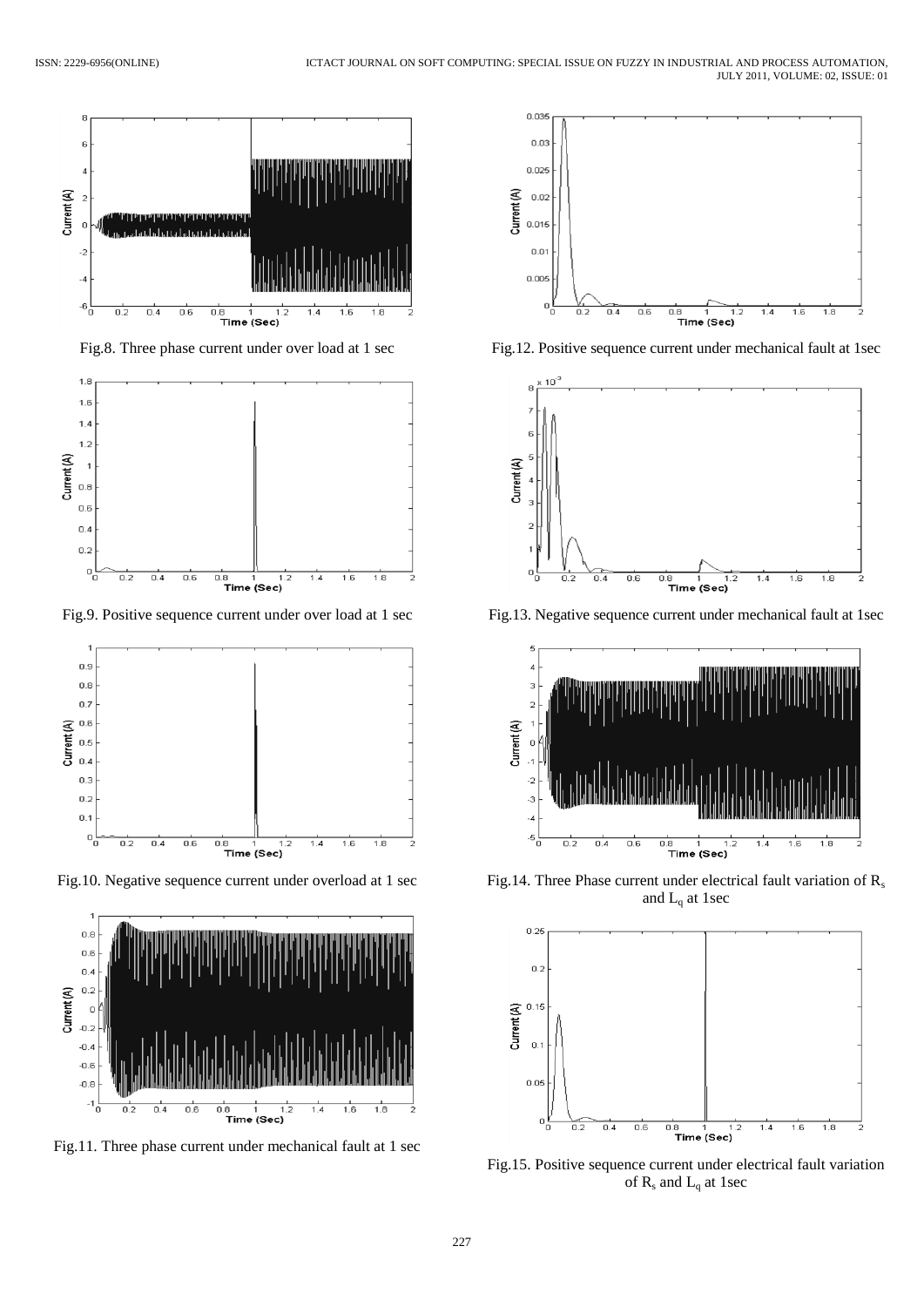Fig.8. Three phase current under over load at 1 sec

Fig.9. Positive sequence current under over load at 1 sec

Fig.10. Negative sequence current under overload at 1 sec

Fig.11. Three phase current under mechanical fault at 1 sec

Fig.12. Positive sequence current under mechanical fault at 1sec

Fig.13. Negative sequence current under mechanical fault at 1sec

Fig.14. Three Phase current under electrical fault variation of $R_s$ and $L_q$ at 1sec

Fig.15. Positive sequence current under electrical fault variation of $R_s$ and $L_q$ at 1sec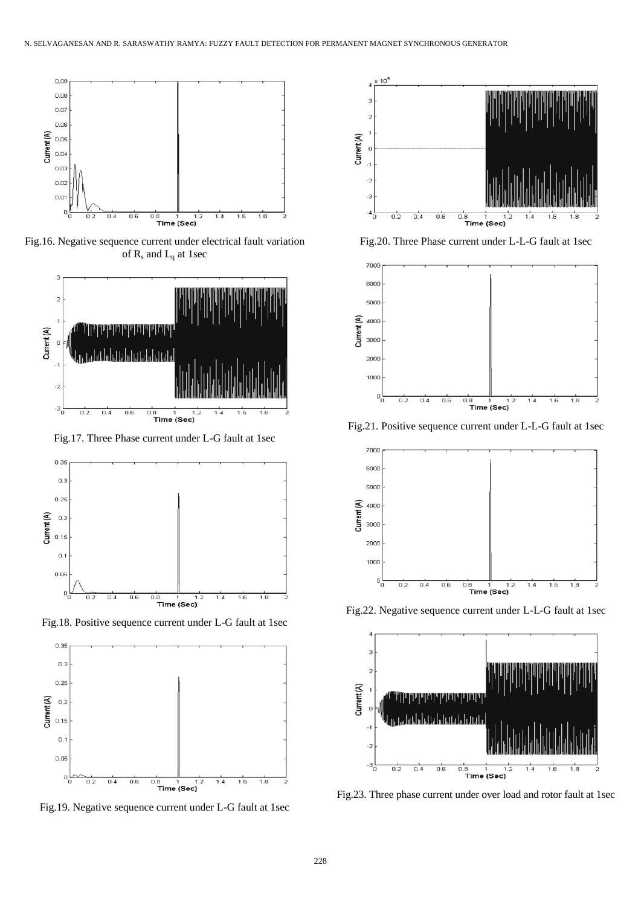Fig.16. Negative sequence current under electrical fault variation of $R_s$ and $L_q$ at 1sec

Fig.17. Three Phase current under L-G fault at 1sec

Fig.18. Positive sequence current under L-G fault at 1sec

Fig.19. Negative sequence current under L-G fault at 1sec

Fig.20. Three Phase current under L-L-G fault at 1sec

Fig.21. Positive sequence current under L-L-G fault at 1sec

Fig.22. Negative sequence current under L-L-G fault at 1sec

Fig.23. Three phase current under over load and rotor fault at 1sec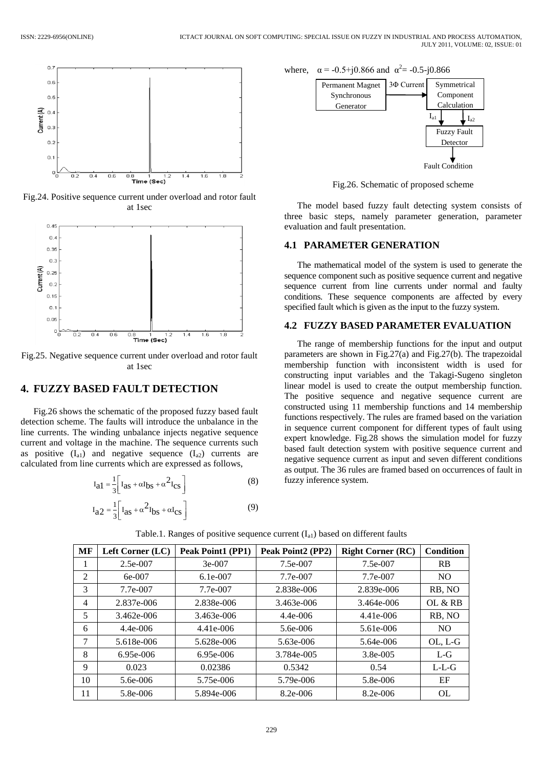Fig.24. Positive sequence current under overload and rotor fault at 1sec

Fig.25. Negative sequence current under overload and rotor fault at 1sec

## 4. FUZZY BASED FAULT DETECTION

Fig.26 shows the schematic of the proposed fuzzy based fault detection scheme. The faults will introduce the unbalance in the line currents. The winding unbalance injects negative sequence current and voltage in the machine. The sequence currents such as positive ($I_{a1}$) and negative sequence ($I_{a2}$) currents are calculated from line currents which are expressed as follows,

$$I_{a1} = \frac{1}{3}\left[ I_{as} + \alpha I_{bs} + \alpha^2 I_{cs} \right] \tag{8}$$

$$I_{a2} = \frac{1}{3}\left[ I_{as} + \alpha^2 I_{bs} + \alpha I_{cs} \right] \tag{9}$$

where, $\alpha = -0.5+j0.866$ and $\alpha^2 = -0.5-j0.866$

Fig.26. Schematic of proposed scheme

The model based fuzzy fault detecting system consists of three basic steps, namely parameter generation, parameter evaluation and fault presentation.

### 4.1 PARAMETER GENERATION

The mathematical model of the system is used to generate the sequence component such as positive sequence current and negative sequence current from line currents under normal and faulty conditions. These sequence components are affected by every specified fault which is given as the input to the fuzzy system.

### 4.2 FUZZY BASED PARAMETER EVALUATION

The range of membership functions for the input and output parameters are shown in Fig.27(a) and Fig.27(b). The trapezoidal membership function with inconsistent width is used for constructing input variables and the Takagi-Sugeno singleton linear model is used to create the output membership function. The positive sequence and negative sequence current are constructed using 11 membership functions and 14 membership functions respectively. The rules are framed based on the variation in sequence current component for different types of fault using expert knowledge. Fig.28 shows the simulation model for fuzzy based fault detection system with positive sequence current and negative sequence current as input and seven different conditions as output. The 36 rules are framed based on occurrences of fault in fuzzy inference system.

Table.1. Ranges of positive sequence current ($I_{a1}$) based on different faults

| MF | Left Corner (LC) | Peak Point1 (PP1) | Peak Point2 (PP2) | Right Corner (RC) | Condition |
|---|---|---|---|---|---|
| 1 | 2.5e-007 | 3e-007 | 7.5e-007 | 7.5e-007 | RB |
| 2 | 6e-007 | 6.1e-007 | 7.7e-007 | 7.7e-007 | NO |
| 3 | 7.7e-007 | 7.7e-007 | 2.838e-006 | 2.839e-006 | RB, NO |
| 4 | 2.837e-006 | 2.838e-006 | 3.463e-006 | 3.464e-006 | OL & RB |
| 5 | 3.462e-006 | 3.463e-006 | 4.4e-006 | 4.41e-006 | RB, NO |
| 6 | 4.4e-006 | 4.41e-006 | 5.6e-006 | 5.61e-006 | NO |
| 7 | 5.618e-006 | 5.628e-006 | 5.63e-006 | 5.64e-006 | OL, L-G |
| 8 | 6.95e-006 | 6.95e-006 | 3.784e-005 | 3.8e-005 | L-G |
| 9 | 0.023 | 0.02386 | 0.5342 | 0.54 | L-L-G |
| 10 | 5.6e-006 | 5.75e-006 | 5.79e-006 | 5.8e-006 | EF |
| 11 | 5.8e-006 | 5.894e-006 | 8.2e-006 | 8.2e-006 | OL |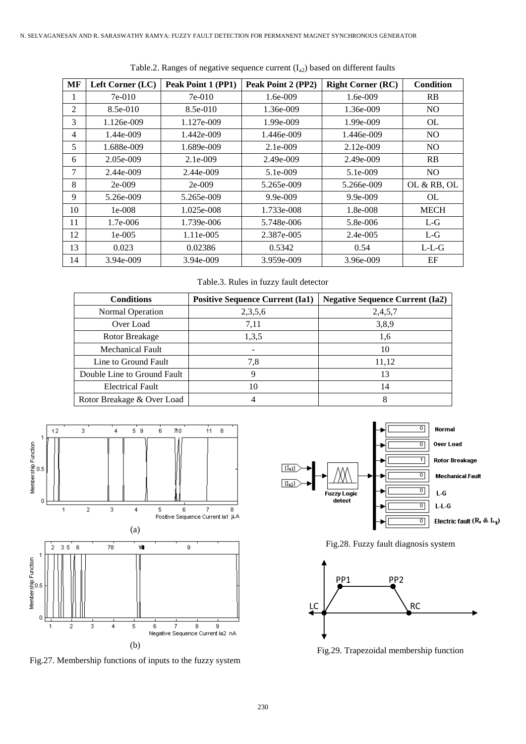Table.2. Ranges of negative sequence current ($I_{a2}$) based on different faults

| MF | Left Corner (LC) | Peak Point 1 (PP1) | Peak Point 2 (PP2) | Right Corner (RC) | Condition |
|---|---|---|---|---|---|
| 1 | 7e-010 | 7e-010 | 1.6e-009 | 1.6e-009 | RB |
| 2 | 8.5e-010 | 8.5e-010 | 1.36e-009 | 1.36e-009 | NO |
| 3 | 1.126e-009 | 1.127e-009 | 1.99e-009 | 1.99e-009 | OL |
| 4 | 1.44e-009 | 1.442e-009 | 1.446e-009 | 1.446e-009 | NO |
| 5 | 1.688e-009 | 1.689e-009 | 2.1e-009 | 2.12e-009 | NO |
| 6 | 2.05e-009 | 2.1e-009 | 2.49e-009 | 2.49e-009 | RB |
| 7 | 2.44e-009 | 2.44e-009 | 5.1e-009 | 5.1e-009 | NO |
| 8 | 2e-009 | 2e-009 | 5.265e-009 | 5.266e-009 | OL & RB, OL |
| 9 | 5.26e-009 | 5.265e-009 | 9.9e-009 | 9.9e-009 | OL |
| 10 | 1e-008 | 1.025e-008 | 1.733e-008 | 1.8e-008 | MECH |
| 11 | 1.7e-006 | 1.739e-006 | 5.748e-006 | 5.8e-006 | L-G |
| 12 | 1e-005 | 1.11e-005 | 2.387e-005 | 2.4e-005 | L-G |
| 13 | 0.023 | 0.02386 | 0.5342 | 0.54 | L-L-G |
| 14 | 3.94e-009 | 3.94e-009 | 3.959e-009 | 3.96e-009 | EF |

Table.3. Rules in fuzzy fault detector

| Conditions | Positive Sequence Current (Ia1) | Negative Sequence Current (Ia2) |
|---|---|---|
| Normal Operation | 2,3,5,6 | 2,4,5,7 |
| Over Load | 7,11 | 3,8,9 |
| Rotor Breakage | 1,3,5 | 1,6 |
| Mechanical Fault | - | 10 |
| Line to Ground Fault | 7,8 | 11,12 |
| Double Line to Ground Fault | 9 | 13 |
| Electrical Fault | 10 | 14 |
| Rotor Breakage & Over Load | 4 | 8 |

(a)

(b)

Fig.27. Membership functions of inputs to the fuzzy system

Fig.28. Fuzzy fault diagnosis system

Fig.29. Trapezoidal membership function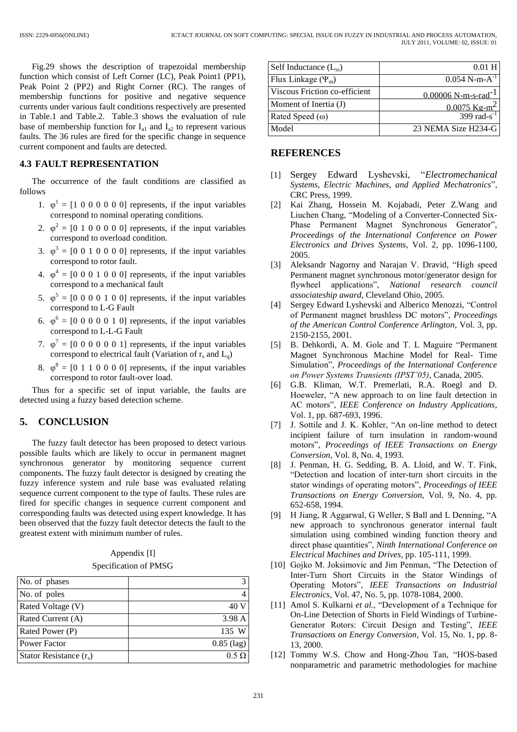Fig.29 shows the description of trapezoidal membership function which consist of Left Corner (LC), Peak Point1 (PP1), Peak Point 2 (PP2) and Right Corner (RC). The ranges of membership functions for positive and negative sequence currents under various fault conditions respectively are presented in Table.1 and Table.2. Table.3 shows the evaluation of rule base of membership function for $I_{a1}$ and $I_{a2}$ to represent various faults. The 36 rules are fired for the specific change in sequence current component and faults are detected.

### 4.3 FAULT REPRESENTATION

The occurrence of the fault conditions are classified as follows

1. $\varphi^1$ = [1 0 0 0 0 0 0] represents, if the input variables correspond to nominal operating conditions.
2. $\varphi^2$ = [0 1 0 0 0 0 0] represents, if the input variables correspond to overload condition.
3. $\varphi^3$ = [0 0 1 0 0 0 0] represents, if the input variables correspond to rotor fault.
4. $\varphi^4$ = [0 0 0 1 0 0 0] represents, if the input variables correspond to a mechanical fault
5. $\varphi^5$ = [0 0 0 0 1 0 0] represents, if the input variables correspond to L-G Fault
6. $\varphi^6$ = [0 0 0 0 0 1 0] represents, if the input variables correspond to L-L-G Fault
7. $\varphi^7$ = [0 0 0 0 0 0 1] represents, if the input variables correspond to electrical fault (Variation of $r_s$ and $L_q$)
8. $\varphi^8$ = [0 1 1 0 0 0 0] represents, if the input variables correspond to rotor fault-over load.

Thus for a specific set of input variable, the faults are detected using a fuzzy based detection scheme.

## 5. CONCLUSION

The fuzzy fault detector has been proposed to detect various possible faults which are likely to occur in permanent magnet synchronous generator by monitoring sequence current components. The fuzzy fault detector is designed by creating the fuzzy inference system and rule base was evaluated relating sequence current component to the type of faults. These rules are fired for specific changes in sequence current component and corresponding faults was detected using expert knowledge. It has been observed that the fuzzy fault detector detects the fault to the greatest extent with minimum number of rules.

Appendix [I]

Specification of PMSG

| | |
|---|---|
| No. of phases | 3 |
| No. of poles | 4 |
| Rated Voltage (V) | 40 V |
| Rated Current (A) | 3.98 A |
| Rated Power (P) | 135 W |
| Power Factor | 0.85 (lag) |
| Stator Resistance ($r_s$) | 0.5 Ω |
| Self Inductance ($L_{ss}$) | 0.01 H |
| Flux Linkage ($\Psi_m$) | 0.054 $N\text{-}m\text{-}A^{-1}$ |
| Viscous Friction co-efficient | 0.00006 $N\text{-}m\text{-}s\text{-}rad^{-1}$ |
| Moment of Inertia (J) | 0.0075 $Kg\text{-}m^2$ |
| Rated Speed (ω) | 399 $rad\text{-}s^{-1}$ |
| Model | 23 NEMA Size H234-G |

## REFERENCES

[1] Sergey Edward Lyshevski, "*Electromechanical Systems, Electric Machines, and Applied Mechatronics*", CRC Press, 1999.

[2] Kai Zhang, Hossein M. Kojabadi, Peter Z.Wang and Liuchen Chang, "Modeling of a Converter-Connected Six-Phase Permanent Magnet Synchronous Generator", *Proceedings of the International Conference on Power Electronics and Drives Systems*, Vol. 2, pp. 1096-1100, 2005.

[3] Aleksandr Nagorny and Narajan V. Dravid, "High speed Permanent magnet synchronous motor/generator design for flywheel applications", *National research council associateship award*, Cleveland Ohio, 2005.

[4] Sergey Edward Lyshevski and Alberico Menozzi, "Control of Permanent magnet brushless DC motors", *Proceedings of the American Control Conference Arlington*, Vol. 3, pp. 2150-2155, 2001.

[5] B. Dehkordi, A. M. Gole and T. L Maguire "Permanent Magnet Synchronous Machine Model for Real- Time Simulation", *Proceedings of the International Conference on Power Systems Transients (IPST'05)*, Canada, 2005.

[6] G.B. Kliman, W.T. Premerlati, R.A. Roegl and D. Hoeweler, "A new approach to on line fault detection in AC motors", *IEEE Conference on Industry Applications*, Vol. 1, pp. 687-693, 1996.

[7] J. Sottile and J. K. Kohler, "An on-line method to detect incipient failure of turn insulation in random-wound motors", *Proceedings of IEEE Transactions on Energy Conversion*, Vol. 8, No. 4, 1993.

[8] J. Penman, H. G. Sedding, B. A. Lloid, and W. T. Fink, "Detection and location of inter-turn short circuits in the stator windings of operating motors", *Proceedings of IEEE Transactions on Energy Conversion*, Vol. 9, No. 4, pp. 652-658, 1994.

[9] H Jiang, R Aggarwal, G Weller, S Ball and L Denning, "A new approach to synchronous generator internal fault simulation using combined winding function theory and direct phase quantities", *Ninth International Conference on Electrical Machines and Drives*, pp. 105-111, 1999.

[10] Gojko M. Joksimovic and Jim Penman, "The Detection of Inter-Turn Short Circuits in the Stator Windings of Operating Motors", *IEEE Transactions on Industrial Electronics*, Vol. 47, No. 5, pp. 1078-1084, 2000.

[11] Amol S. Kulkarni *et al.*, "Development of a Technique for On-Line Detection of Shorts in Field Windings of Turbine-Generator Rotors: Circuit Design and Testing", *IEEE Transactions on Energy Conversion*, Vol. 15, No. 1, pp. 8-13, 2000.

[12] Tommy W.S. Chow and Hong-Zhou Tan, "HOS-based nonparametric and parametric methodologies for machine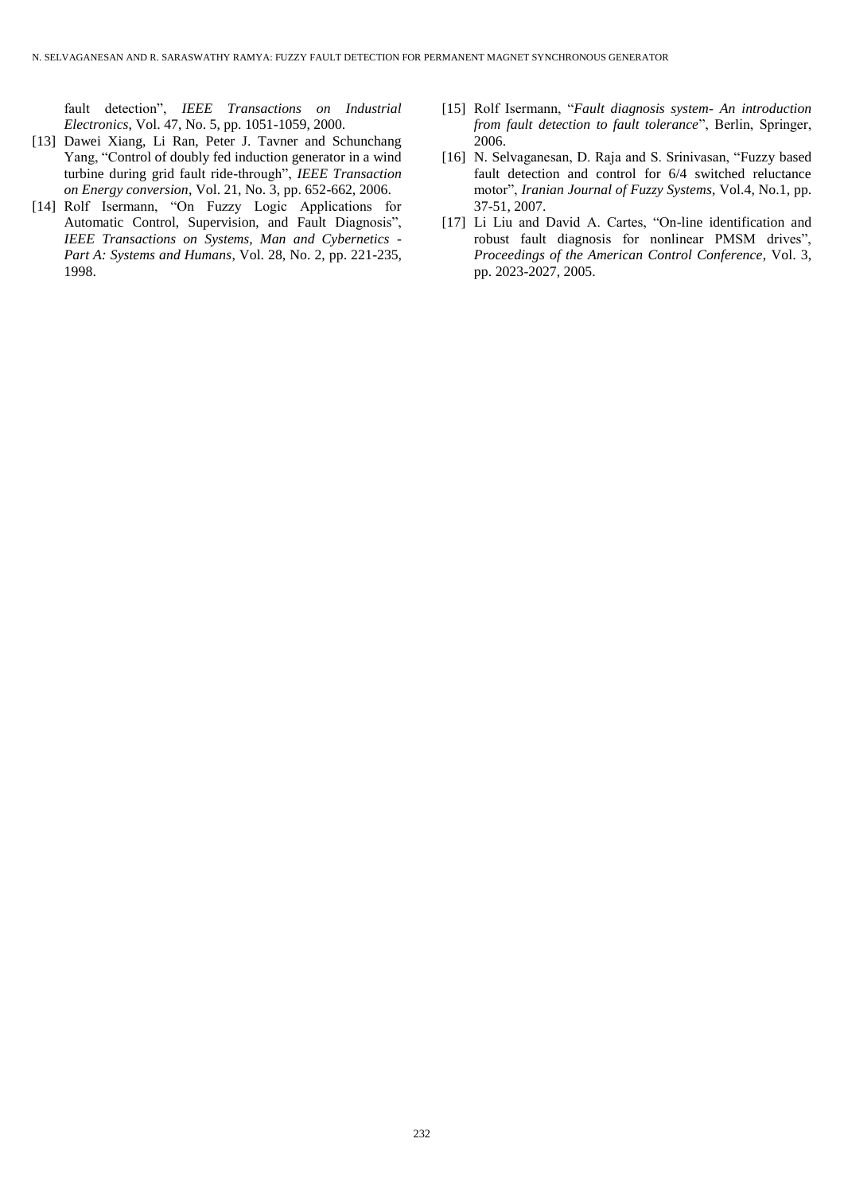fault detection", *IEEE Transactions on Industrial Electronics*, Vol. 47, No. 5, pp. 1051-1059, 2000.

[13] Dawei Xiang, Li Ran, Peter J. Tavner and Schunchang Yang, "Control of doubly fed induction generator in a wind turbine during grid fault ride-through", *IEEE Transaction on Energy conversion*, Vol. 21, No. 3, pp. 652-662, 2006.

[14] Rolf Isermann, "On Fuzzy Logic Applications for Automatic Control, Supervision, and Fault Diagnosis", *IEEE Transactions on Systems, Man and Cybernetics - Part A: Systems and Humans*, Vol. 28, No. 2, pp. 221-235, 1998.

[15] Rolf Isermann, "*Fault diagnosis system- An introduction from fault detection to fault tolerance*", Berlin, Springer, 2006.

[16] N. Selvaganesan, D. Raja and S. Srinivasan, "Fuzzy based fault detection and control for 6/4 switched reluctance motor", *Iranian Journal of Fuzzy Systems*, Vol.4, No.1, pp. 37-51, 2007.

[17] Li Liu and David A. Cartes, "On-line identification and robust fault diagnosis for nonlinear PMSM drives", *Proceedings of the American Control Conference*, Vol. 3, pp. 2023-2027, 2005.